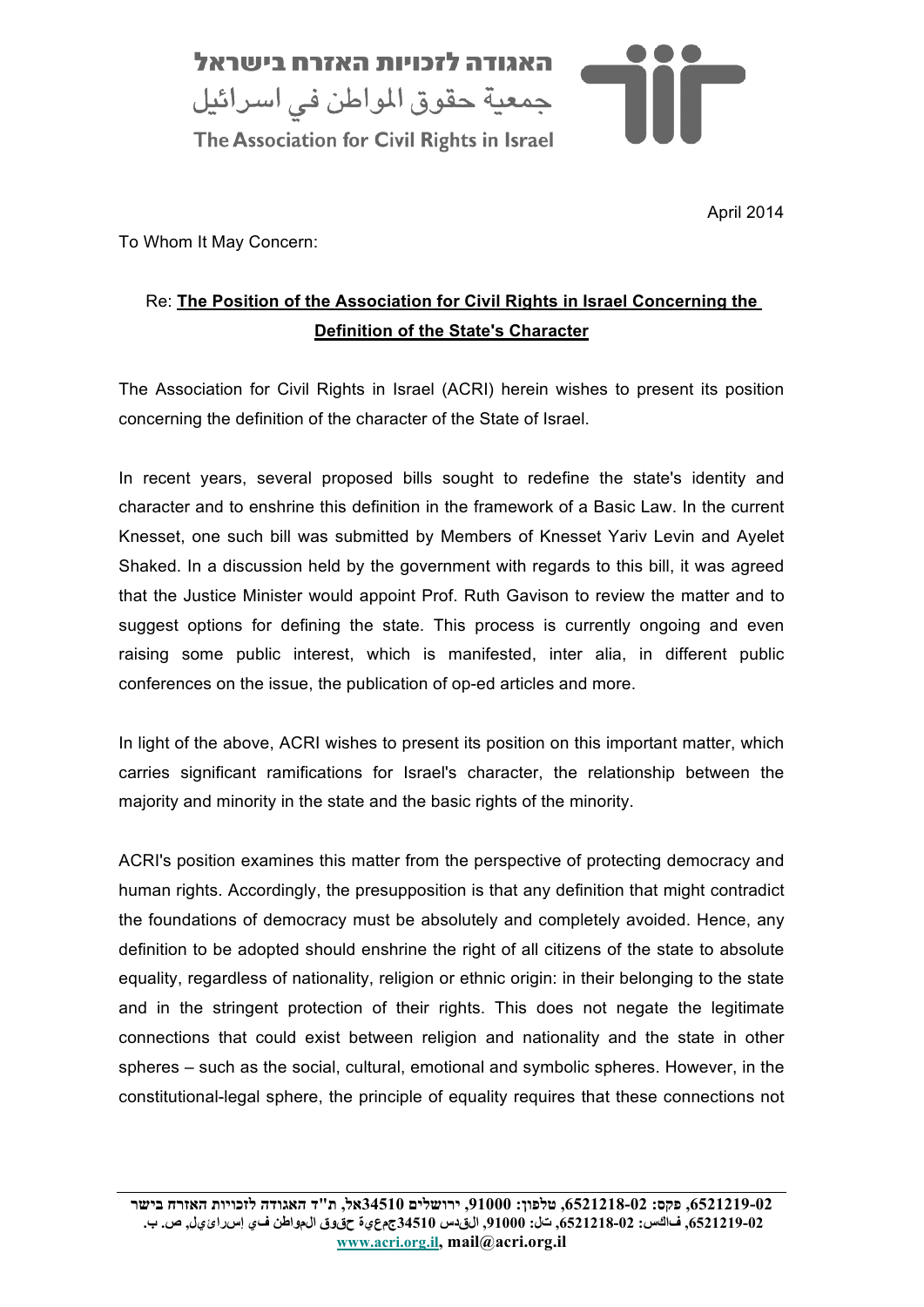האגודה לזכויות האזרח בישראל
جمعية حقوق المواطن في اسرائيل
The Association for Civil Rights in Israel

April 2014

To Whom It May Concern:

Re: **The Position of the Association for Civil Rights in Israel Concerning the Definition of the State's Character**

The Association for Civil Rights in Israel (ACRI) herein wishes to present its position concerning the definition of the character of the State of Israel.

In recent years, several proposed bills sought to redefine the state's identity and character and to enshrine this definition in the framework of a Basic Law. In the current Knesset, one such bill was submitted by Members of Knesset Yariv Levin and Ayelet Shaked. In a discussion held by the government with regards to this bill, it was agreed that the Justice Minister would appoint Prof. Ruth Gavison to review the matter and to suggest options for defining the state. This process is currently ongoing and even raising some public interest, which is manifested, inter alia, in different public conferences on the issue, the publication of op-ed articles and more.

In light of the above, ACRI wishes to present its position on this important matter, which carries significant ramifications for Israel's character, the relationship between the majority and minority in the state and the basic rights of the minority.

ACRI's position examines this matter from the perspective of protecting democracy and human rights. Accordingly, the presupposition is that any definition that might contradict the foundations of democracy must be absolutely and completely avoided. Hence, any definition to be adopted should enshrine the right of all citizens of the state to absolute equality, regardless of nationality, religion or ethnic origin: in their belonging to the state and in the stringent protection of their rights. This does not negate the legitimate connections that could exist between religion and nationality and the state in other spheres – such as the social, cultural, emotional and symbolic spheres. However, in the constitutional-legal sphere, the principle of equality requires that these connections not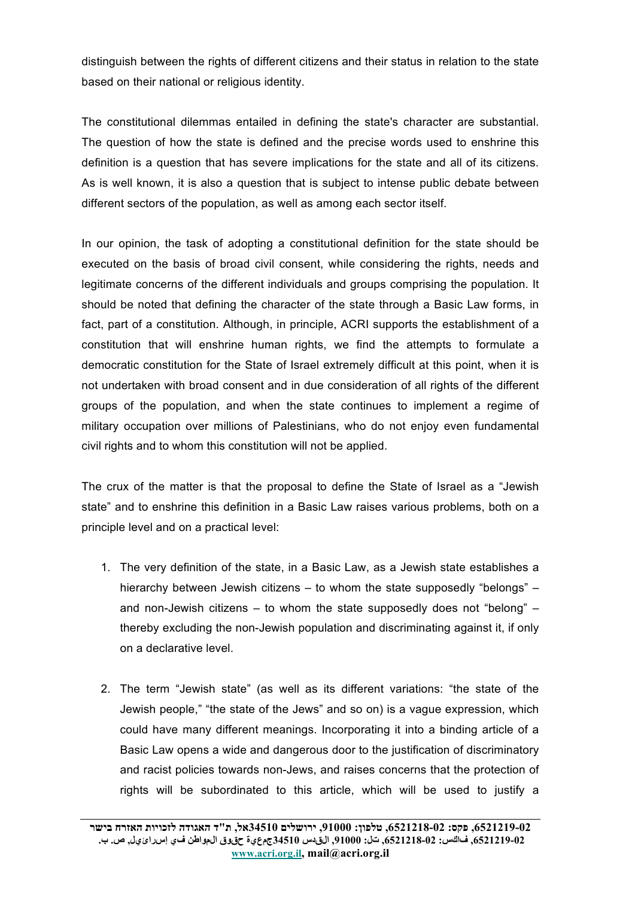distinguish between the rights of different citizens and their status in relation to the state based on their national or religious identity.

The constitutional dilemmas entailed in defining the state's character are substantial. The question of how the state is defined and the precise words used to enshrine this definition is a question that has severe implications for the state and all of its citizens. As is well known, it is also a question that is subject to intense public debate between different sectors of the population, as well as among each sector itself.

In our opinion, the task of adopting a constitutional definition for the state should be executed on the basis of broad civil consent, while considering the rights, needs and legitimate concerns of the different individuals and groups comprising the population. It should be noted that defining the character of the state through a Basic Law forms, in fact, part of a constitution. Although, in principle, ACRI supports the establishment of a constitution that will enshrine human rights, we find the attempts to formulate a democratic constitution for the State of Israel extremely difficult at this point, when it is not undertaken with broad consent and in due consideration of all rights of the different groups of the population, and when the state continues to implement a regime of military occupation over millions of Palestinians, who do not enjoy even fundamental civil rights and to whom this constitution will not be applied.

The crux of the matter is that the proposal to define the State of Israel as a "Jewish state" and to enshrine this definition in a Basic Law raises various problems, both on a principle level and on a practical level:

1. The very definition of the state, in a Basic Law, as a Jewish state establishes a hierarchy between Jewish citizens – to whom the state supposedly "belongs" – and non-Jewish citizens – to whom the state supposedly does not "belong" – thereby excluding the non-Jewish population and discriminating against it, if only on a declarative level.

2. The term "Jewish state" (as well as its different variations: "the state of the Jewish people," "the state of the Jews" and so on) is a vague expression, which could have many different meanings. Incorporating it into a binding article of a Basic Law opens a wide and dangerous door to the justification of discriminatory and racist policies towards non-Jews, and raises concerns that the protection of rights will be subordinated to this article, which will be used to justify a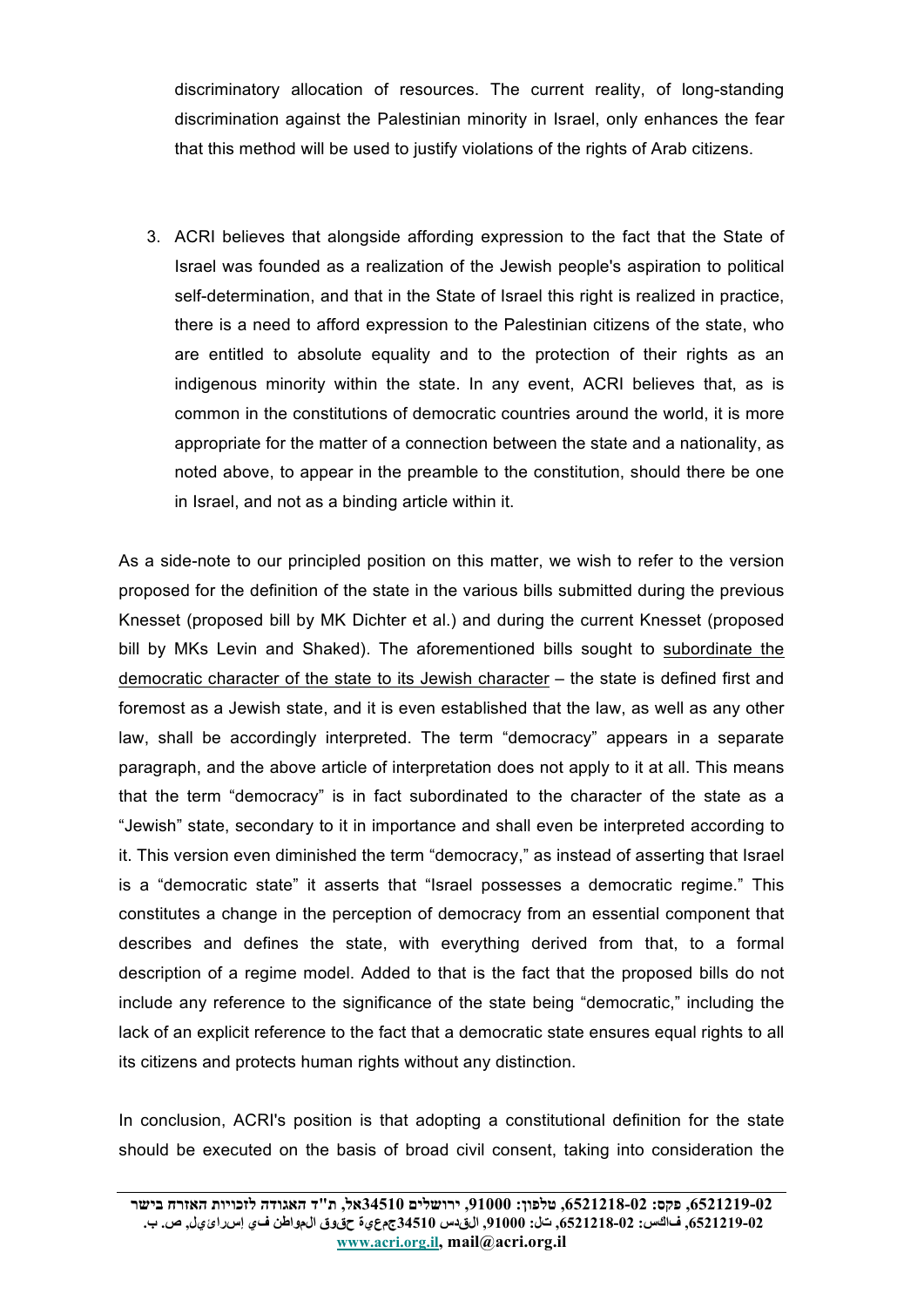discriminatory allocation of resources. The current reality, of long-standing discrimination against the Palestinian minority in Israel, only enhances the fear that this method will be used to justify violations of the rights of Arab citizens.

3. ACRI believes that alongside affording expression to the fact that the State of Israel was founded as a realization of the Jewish people's aspiration to political self-determination, and that in the State of Israel this right is realized in practice, there is a need to afford expression to the Palestinian citizens of the state, who are entitled to absolute equality and to the protection of their rights as an indigenous minority within the state. In any event, ACRI believes that, as is common in the constitutions of democratic countries around the world, it is more appropriate for the matter of a connection between the state and a nationality, as noted above, to appear in the preamble to the constitution, should there be one in Israel, and not as a binding article within it.

As a side-note to our principled position on this matter, we wish to refer to the version proposed for the definition of the state in the various bills submitted during the previous Knesset (proposed bill by MK Dichter et al.) and during the current Knesset (proposed bill by MKs Levin and Shaked). The aforementioned bills sought to <u>subordinate the democratic character of the state to its Jewish character</u> – the state is defined first and foremost as a Jewish state, and it is even established that the law, as well as any other law, shall be accordingly interpreted. The term "democracy" appears in a separate paragraph, and the above article of interpretation does not apply to it at all. This means that the term "democracy" is in fact subordinated to the character of the state as a "Jewish" state, secondary to it in importance and shall even be interpreted according to it. This version even diminished the term "democracy," as instead of asserting that Israel is a "democratic state" it asserts that "Israel possesses a democratic regime." This constitutes a change in the perception of democracy from an essential component that describes and defines the state, with everything derived from that, to a formal description of a regime model. Added to that is the fact that the proposed bills do not include any reference to the significance of the state being "democratic," including the lack of an explicit reference to the fact that a democratic state ensures equal rights to all its citizens and protects human rights without any distinction.

In conclusion, ACRI's position is that adopting a constitutional definition for the state should be executed on the basis of broad civil consent, taking into consideration the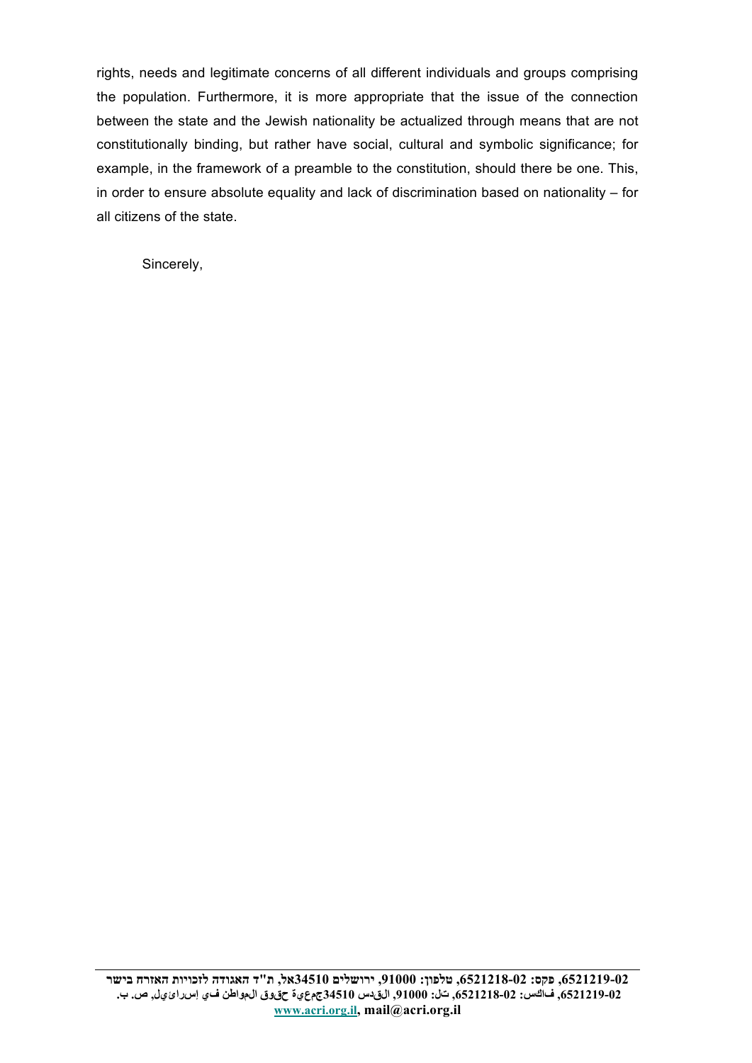rights, needs and legitimate concerns of all different individuals and groups comprising the population. Furthermore, it is more appropriate that the issue of the connection between the state and the Jewish nationality be actualized through means that are not constitutionally binding, but rather have social, cultural and symbolic significance; for example, in the framework of a preamble to the constitution, should there be one. This, in order to ensure absolute equality and lack of discrimination based on nationality – for all citizens of the state.

Sincerely,